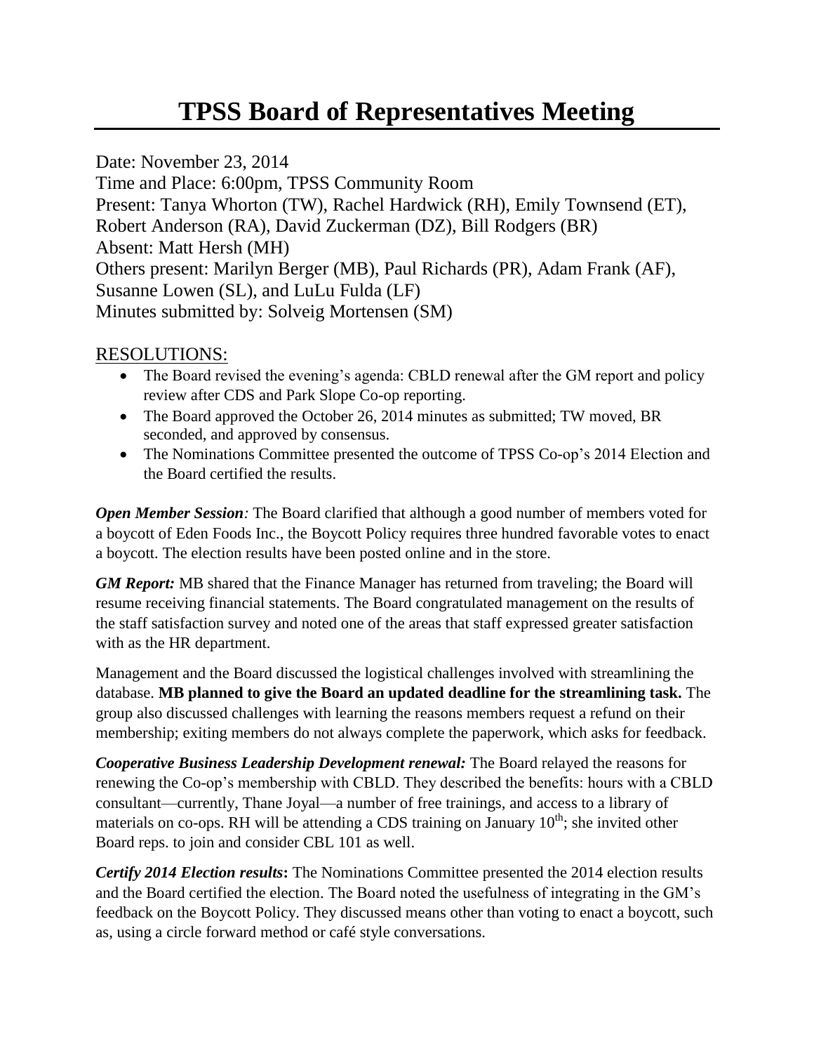# TPSS Board of Representatives Meeting

Date: November 23, 2014
Time and Place: 6:00pm, TPSS Community Room
Present: Tanya Whorton (TW), Rachel Hardwick (RH), Emily Townsend (ET), Robert Anderson (RA), David Zuckerman (DZ), Bill Rodgers (BR)
Absent: Matt Hersh (MH)
Others present: Marilyn Berger (MB), Paul Richards (PR), Adam Frank (AF), Susanne Lowen (SL), and LuLu Fulda (LF)
Minutes submitted by: Solveig Mortensen (SM)

## RESOLUTIONS:

- The Board revised the evening's agenda: CBLD renewal after the GM report and policy review after CDS and Park Slope Co-op reporting.
- The Board approved the October 26, 2014 minutes as submitted; TW moved, BR seconded, and approved by consensus.
- The Nominations Committee presented the outcome of TPSS Co-op's 2014 Election and the Board certified the results.

***Open Member Session**:* The Board clarified that although a good number of members voted for a boycott of Eden Foods Inc., the Boycott Policy requires three hundred favorable votes to enact a boycott. The election results have been posted online and in the store.

***GM Report:*** MB shared that the Finance Manager has returned from traveling; the Board will resume receiving financial statements. The Board congratulated management on the results of the staff satisfaction survey and noted one of the areas that staff expressed greater satisfaction with as the HR department.

Management and the Board discussed the logistical challenges involved with streamlining the database. **MB planned to give the Board an updated deadline for the streamlining task.** The group also discussed challenges with learning the reasons members request a refund on their membership; exiting members do not always complete the paperwork, which asks for feedback.

***Cooperative Business Leadership Development renewal:*** The Board relayed the reasons for renewing the Co-op's membership with CBLD. They described the benefits: hours with a CBLD consultant—currently, Thane Joyal—a number of free trainings, and access to a library of materials on co-ops. RH will be attending a CDS training on January 10th; she invited other Board reps. to join and consider CBL 101 as well.

***Certify 2014 Election results*:** The Nominations Committee presented the 2014 election results and the Board certified the election. The Board noted the usefulness of integrating in the GM's feedback on the Boycott Policy. They discussed means other than voting to enact a boycott, such as, using a circle forward method or café style conversations.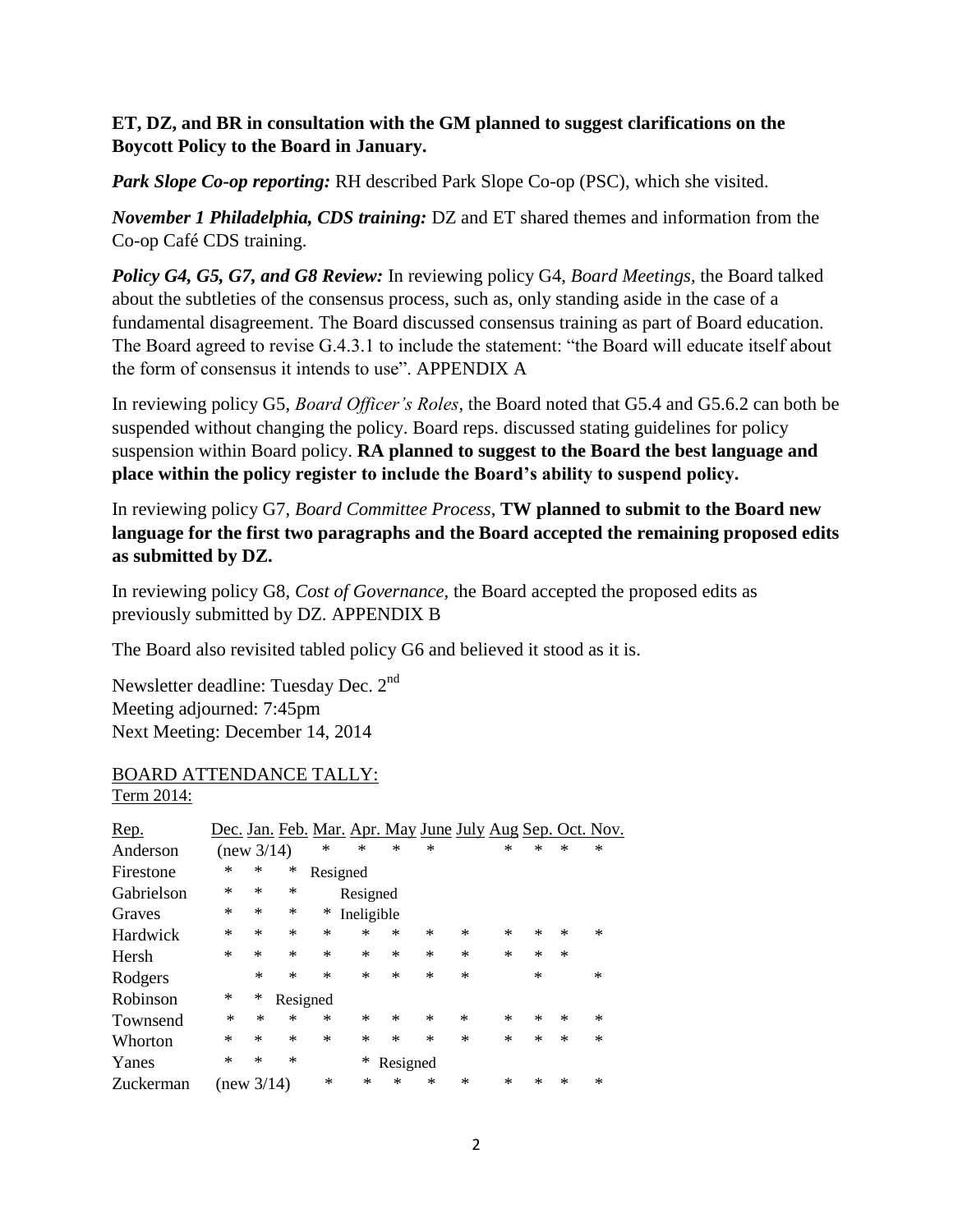**ET, DZ, and BR in consultation with the GM planned to suggest clarifications on the Boycott Policy to the Board in January.**

***Park Slope Co-op reporting:*** RH described Park Slope Co-op (PSC), which she visited.

***November 1 Philadelphia, CDS training:*** DZ and ET shared themes and information from the Co-op Café CDS training.

***Policy G4, G5, G7, and G8 Review:*** In reviewing policy G4, *Board Meetings*, the Board talked about the subtleties of the consensus process, such as, only standing aside in the case of a fundamental disagreement. The Board discussed consensus training as part of Board education. The Board agreed to revise G.4.3.1 to include the statement: "the Board will educate itself about the form of consensus it intends to use". APPENDIX A

In reviewing policy G5, *Board Officer's Roles*, the Board noted that G5.4 and G5.6.2 can both be suspended without changing the policy. Board reps. discussed stating guidelines for policy suspension within Board policy. **RA planned to suggest to the Board the best language and place within the policy register to include the Board's ability to suspend policy.**

In reviewing policy G7, *Board Committee Process*, **TW planned to submit to the Board new language for the first two paragraphs and the Board accepted the remaining proposed edits as submitted by DZ.**

In reviewing policy G8, *Cost of Governance*, the Board accepted the proposed edits as previously submitted by DZ. APPENDIX B

The Board also revisited tabled policy G6 and believed it stood as it is.

Newsletter deadline: Tuesday Dec. 2nd
Meeting adjourned: 7:45pm
Next Meeting: December 14, 2014

BOARD ATTENDANCE TALLY:
Term 2014:

| Rep. | Dec. | Jan. | Feb. | Mar. | Apr. | May | June | July | Aug | Sep. | Oct. | Nov. |
|---|---|---|---|---|---|---|---|---|---|---|---|---|
| Anderson | (new 3/14) | | | * | * | * | * | | * | * | * | * |
| Firestone | * | * | * | Resigned | | | | | | | | |
| Gabrielson | * | * | * | | Resigned | | | | | | | |
| Graves | * | * | * | * | Ineligible | | | | | | | |
| Hardwick | * | * | * | * | * | * | * | * | * | * | * | * |
| Hersh | * | * | * | * | * | * | * | * | * | * | * | |
| Rodgers | | * | * | * | * | * | * | * | | * | | * |
| Robinson | * | * | Resigned | | | | | | | | | |
| Townsend | * | * | * | * | * | * | * | * | * | * | * | * |
| Whorton | * | * | * | * | * | * | * | * | * | * | * | * |
| Yanes | * | * | * | | * | Resigned | | | | | | |
| Zuckerman | (new 3/14) | | | * | * | * | * | * | * | * | * | * |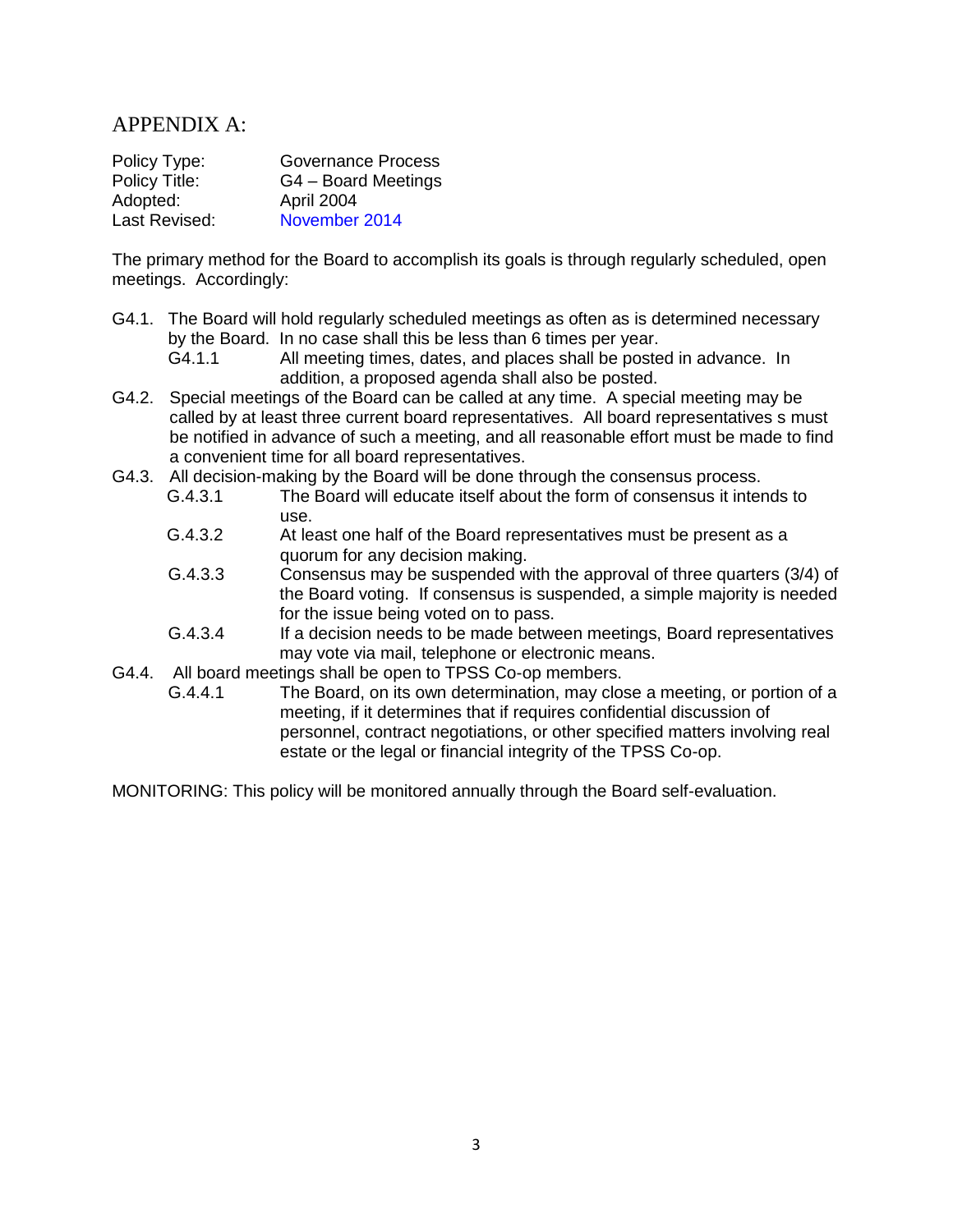## APPENDIX A:

| | |
|---|---|
| Policy Type: | Governance Process |
| Policy Title: | G4 – Board Meetings |
| Adopted: | April 2004 |
| Last Revised: | November 2014 |

The primary method for the Board to accomplish its goals is through regularly scheduled, open meetings. Accordingly:

- G4.1. The Board will hold regularly scheduled meetings as often as is determined necessary by the Board. In no case shall this be less than 6 times per year.
  - G4.1.1 All meeting times, dates, and places shall be posted in advance. In addition, a proposed agenda shall also be posted.
- G4.2. Special meetings of the Board can be called at any time. A special meeting may be called by at least three current board representatives. All board representatives s must be notified in advance of such a meeting, and all reasonable effort must be made to find a convenient time for all board representatives.
- G4.3. All decision-making by the Board will be done through the consensus process.
  - G.4.3.1 The Board will educate itself about the form of consensus it intends to use.
  - G.4.3.2 At least one half of the Board representatives must be present as a quorum for any decision making.
  - G.4.3.3 Consensus may be suspended with the approval of three quarters (3/4) of the Board voting. If consensus is suspended, a simple majority is needed for the issue being voted on to pass.
  - G.4.3.4 If a decision needs to be made between meetings, Board representatives may vote via mail, telephone or electronic means.
- G4.4. All board meetings shall be open to TPSS Co-op members.
  - G.4.4.1 The Board, on its own determination, may close a meeting, or portion of a meeting, if it determines that if requires confidential discussion of personnel, contract negotiations, or other specified matters involving real estate or the legal or financial integrity of the TPSS Co-op.

MONITORING: This policy will be monitored annually through the Board self-evaluation.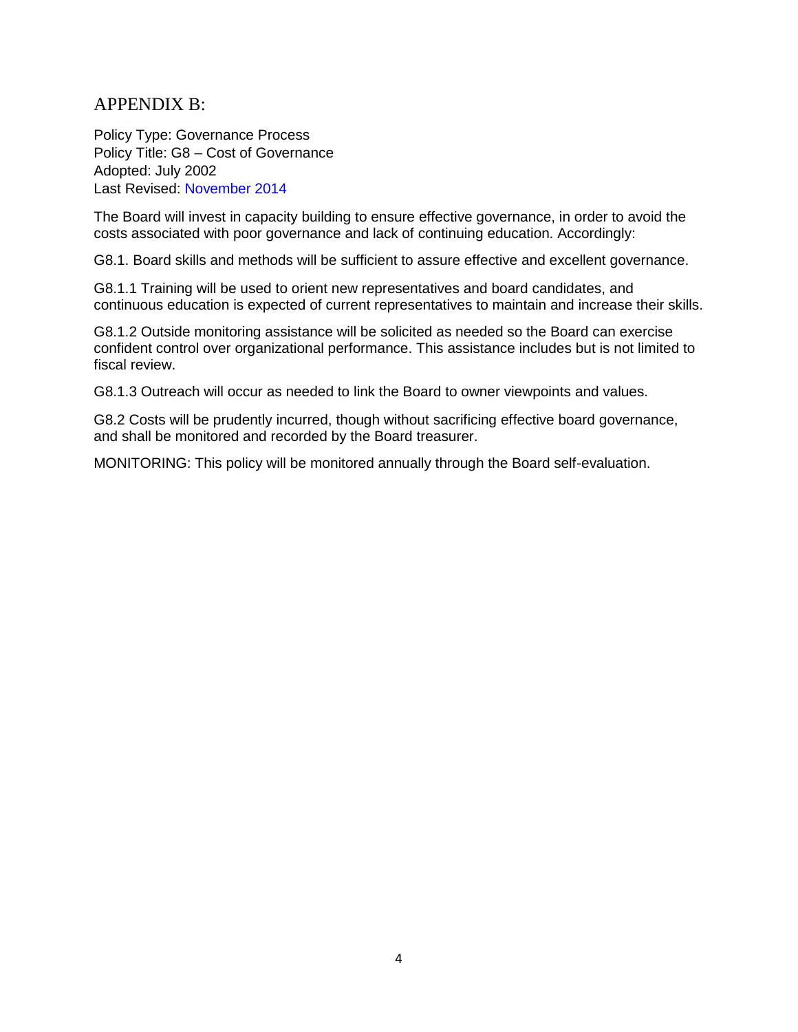## APPENDIX B:

Policy Type: Governance Process
Policy Title: G8 – Cost of Governance
Adopted: July 2002
Last Revised: November 2014

The Board will invest in capacity building to ensure effective governance, in order to avoid the costs associated with poor governance and lack of continuing education. Accordingly:

G8.1. Board skills and methods will be sufficient to assure effective and excellent governance.

G8.1.1 Training will be used to orient new representatives and board candidates, and continuous education is expected of current representatives to maintain and increase their skills.

G8.1.2 Outside monitoring assistance will be solicited as needed so the Board can exercise confident control over organizational performance. This assistance includes but is not limited to fiscal review.

G8.1.3 Outreach will occur as needed to link the Board to owner viewpoints and values.

G8.2 Costs will be prudently incurred, though without sacrificing effective board governance, and shall be monitored and recorded by the Board treasurer.

MONITORING: This policy will be monitored annually through the Board self-evaluation.